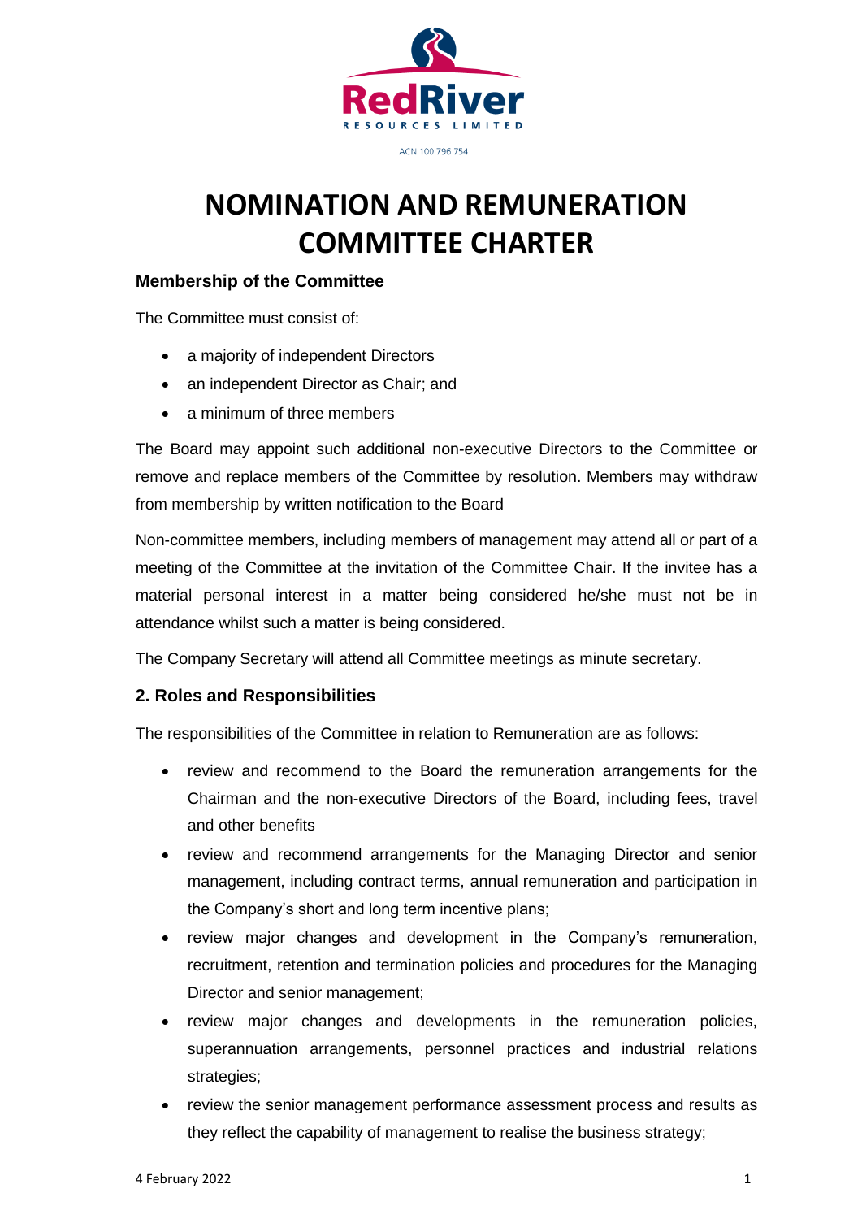RedRiver RESOURCES LIMITED

ACN 100 796 754

# NOMINATION AND REMUNERATION COMMITTEE CHARTER

### Membership of the Committee

The Committee must consist of:

- a majority of independent Directors
- an independent Director as Chair; and
- a minimum of three members

The Board may appoint such additional non-executive Directors to the Committee or remove and replace members of the Committee by resolution. Members may withdraw from membership by written notification to the Board

Non-committee members, including members of management may attend all or part of a meeting of the Committee at the invitation of the Committee Chair. If the invitee has a material personal interest in a matter being considered he/she must not be in attendance whilst such a matter is being considered.

The Company Secretary will attend all Committee meetings as minute secretary.

### 2. Roles and Responsibilities

The responsibilities of the Committee in relation to Remuneration are as follows:

- review and recommend to the Board the remuneration arrangements for the Chairman and the non-executive Directors of the Board, including fees, travel and other benefits
- review and recommend arrangements for the Managing Director and senior management, including contract terms, annual remuneration and participation in the Company's short and long term incentive plans;
- review major changes and development in the Company's remuneration, recruitment, retention and termination policies and procedures for the Managing Director and senior management;
- review major changes and developments in the remuneration policies, superannuation arrangements, personnel practices and industrial relations strategies;
- review the senior management performance assessment process and results as they reflect the capability of management to realise the business strategy;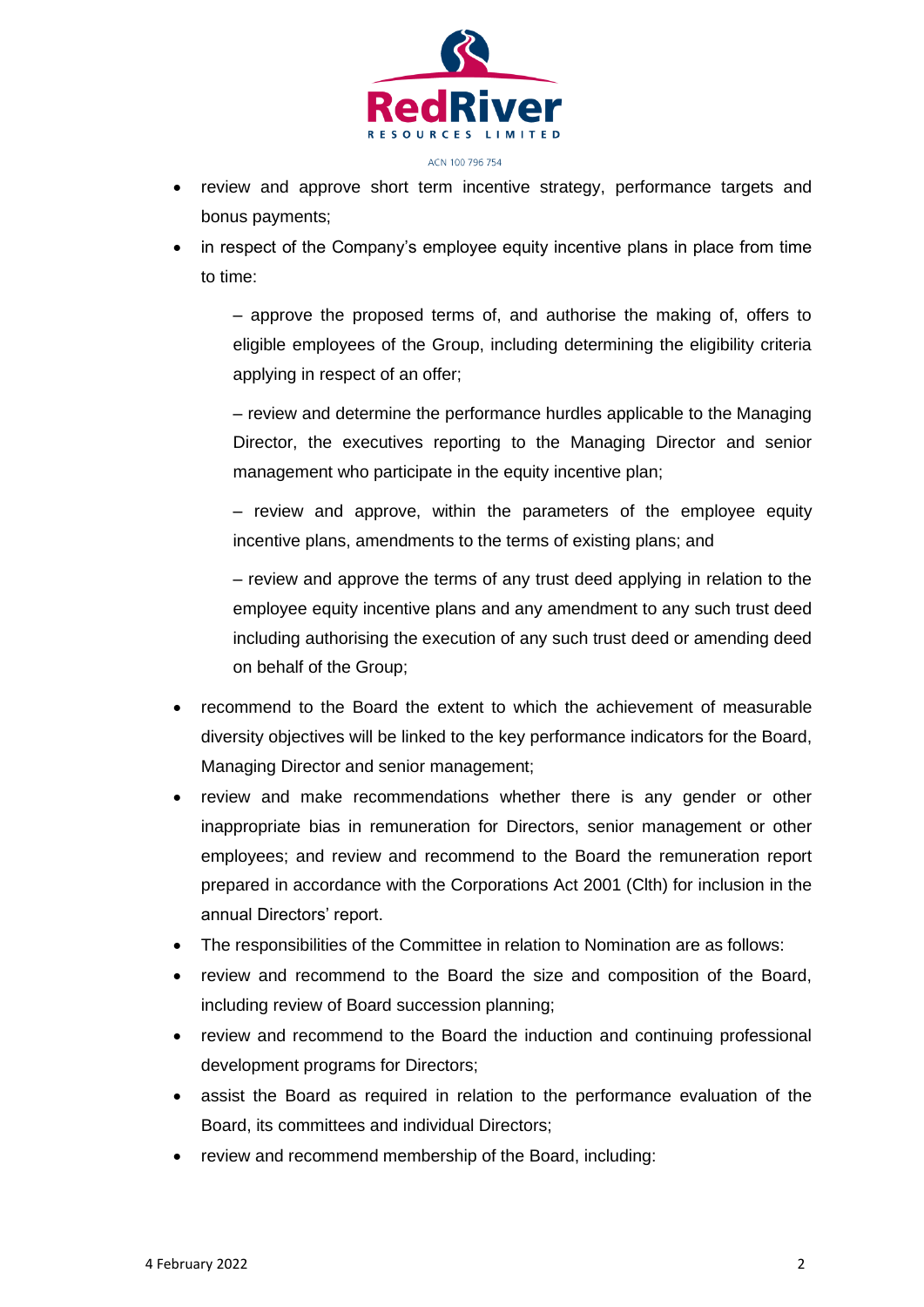- review and approve short term incentive strategy, performance targets and bonus payments;
- in respect of the Company's employee equity incentive plans in place from time to time:

  – approve the proposed terms of, and authorise the making of, offers to eligible employees of the Group, including determining the eligibility criteria applying in respect of an offer;

  – review and determine the performance hurdles applicable to the Managing Director, the executives reporting to the Managing Director and senior management who participate in the equity incentive plan;

  – review and approve, within the parameters of the employee equity incentive plans, amendments to the terms of existing plans; and

  – review and approve the terms of any trust deed applying in relation to the employee equity incentive plans and any amendment to any such trust deed including authorising the execution of any such trust deed or amending deed on behalf of the Group;
- recommend to the Board the extent to which the achievement of measurable diversity objectives will be linked to the key performance indicators for the Board, Managing Director and senior management;
- review and make recommendations whether there is any gender or other inappropriate bias in remuneration for Directors, senior management or other employees; and review and recommend to the Board the remuneration report prepared in accordance with the Corporations Act 2001 (Clth) for inclusion in the annual Directors' report.
- The responsibilities of the Committee in relation to Nomination are as follows:
- review and recommend to the Board the size and composition of the Board, including review of Board succession planning;
- review and recommend to the Board the induction and continuing professional development programs for Directors;
- assist the Board as required in relation to the performance evaluation of the Board, its committees and individual Directors;
- review and recommend membership of the Board, including: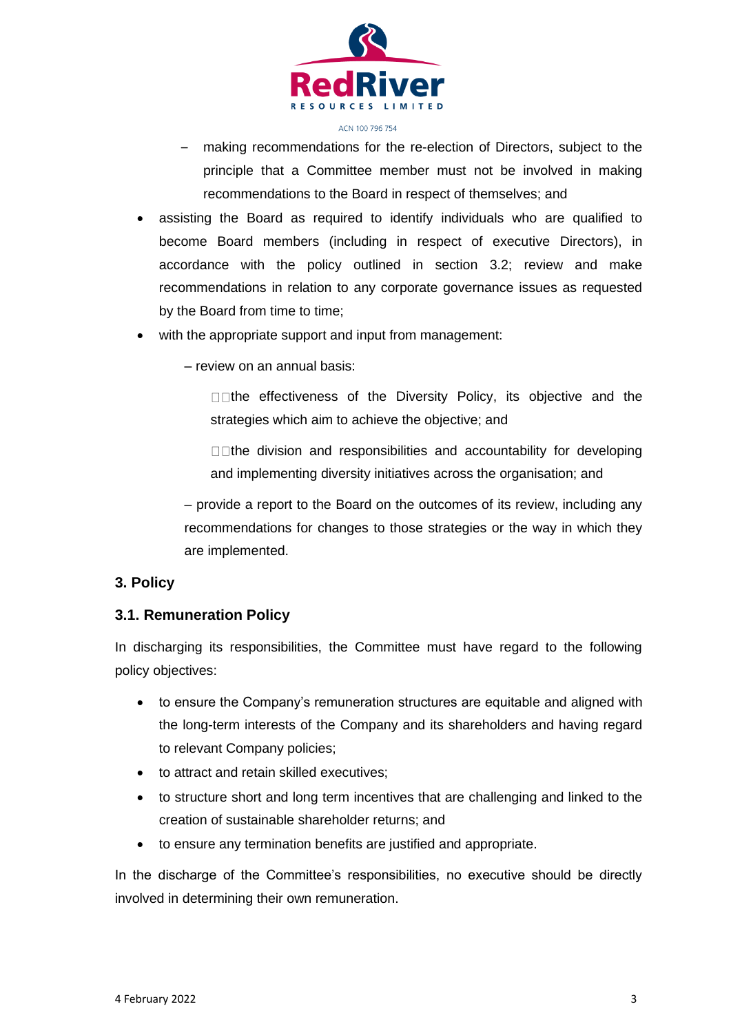- making recommendations for the re-election of Directors, subject to the principle that a Committee member must not be involved in making recommendations to the Board in respect of themselves; and
- assisting the Board as required to identify individuals who are qualified to become Board members (including in respect of executive Directors), in accordance with the policy outlined in section 3.2; review and make recommendations in relation to any corporate governance issues as requested by the Board from time to time;
- with the appropriate support and input from management:
  - review on an annual basis:
    - the effectiveness of the Diversity Policy, its objective and the strategies which aim to achieve the objective; and
    - the division and responsibilities and accountability for developing and implementing diversity initiatives across the organisation; and
  - provide a report to the Board on the outcomes of its review, including any recommendations for changes to those strategies or the way in which they are implemented.

## 3. Policy

### 3.1. Remuneration Policy

In discharging its responsibilities, the Committee must have regard to the following policy objectives:

- to ensure the Company's remuneration structures are equitable and aligned with the long-term interests of the Company and its shareholders and having regard to relevant Company policies;
- to attract and retain skilled executives;
- to structure short and long term incentives that are challenging and linked to the creation of sustainable shareholder returns; and
- to ensure any termination benefits are justified and appropriate.

In the discharge of the Committee's responsibilities, no executive should be directly involved in determining their own remuneration.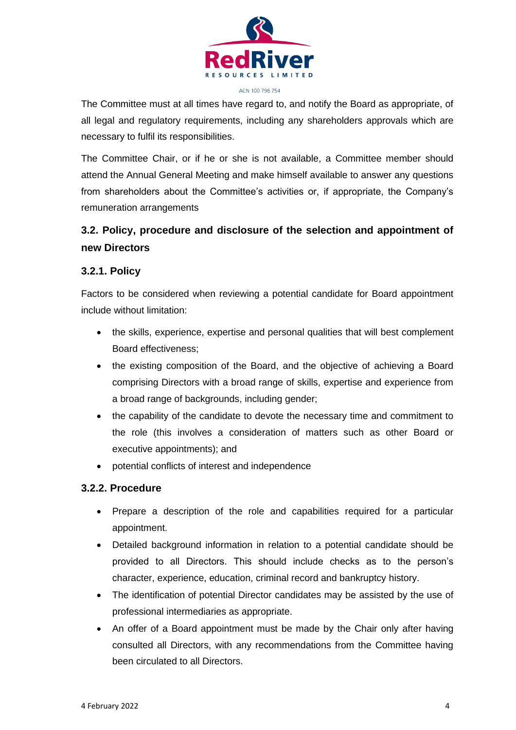The Committee must at all times have regard to, and notify the Board as appropriate, of all legal and regulatory requirements, including any shareholders approvals which are necessary to fulfil its responsibilities.

The Committee Chair, or if he or she is not available, a Committee member should attend the Annual General Meeting and make himself available to answer any questions from shareholders about the Committee's activities or, if appropriate, the Company's remuneration arrangements

## 3.2. Policy, procedure and disclosure of the selection and appointment of new Directors

### 3.2.1. Policy

Factors to be considered when reviewing a potential candidate for Board appointment include without limitation:

- the skills, experience, expertise and personal qualities that will best complement Board effectiveness;
- the existing composition of the Board, and the objective of achieving a Board comprising Directors with a broad range of skills, expertise and experience from a broad range of backgrounds, including gender;
- the capability of the candidate to devote the necessary time and commitment to the role (this involves a consideration of matters such as other Board or executive appointments); and
- potential conflicts of interest and independence

### 3.2.2. Procedure

- Prepare a description of the role and capabilities required for a particular appointment.
- Detailed background information in relation to a potential candidate should be provided to all Directors. This should include checks as to the person's character, experience, education, criminal record and bankruptcy history.
- The identification of potential Director candidates may be assisted by the use of professional intermediaries as appropriate.
- An offer of a Board appointment must be made by the Chair only after having consulted all Directors, with any recommendations from the Committee having been circulated to all Directors.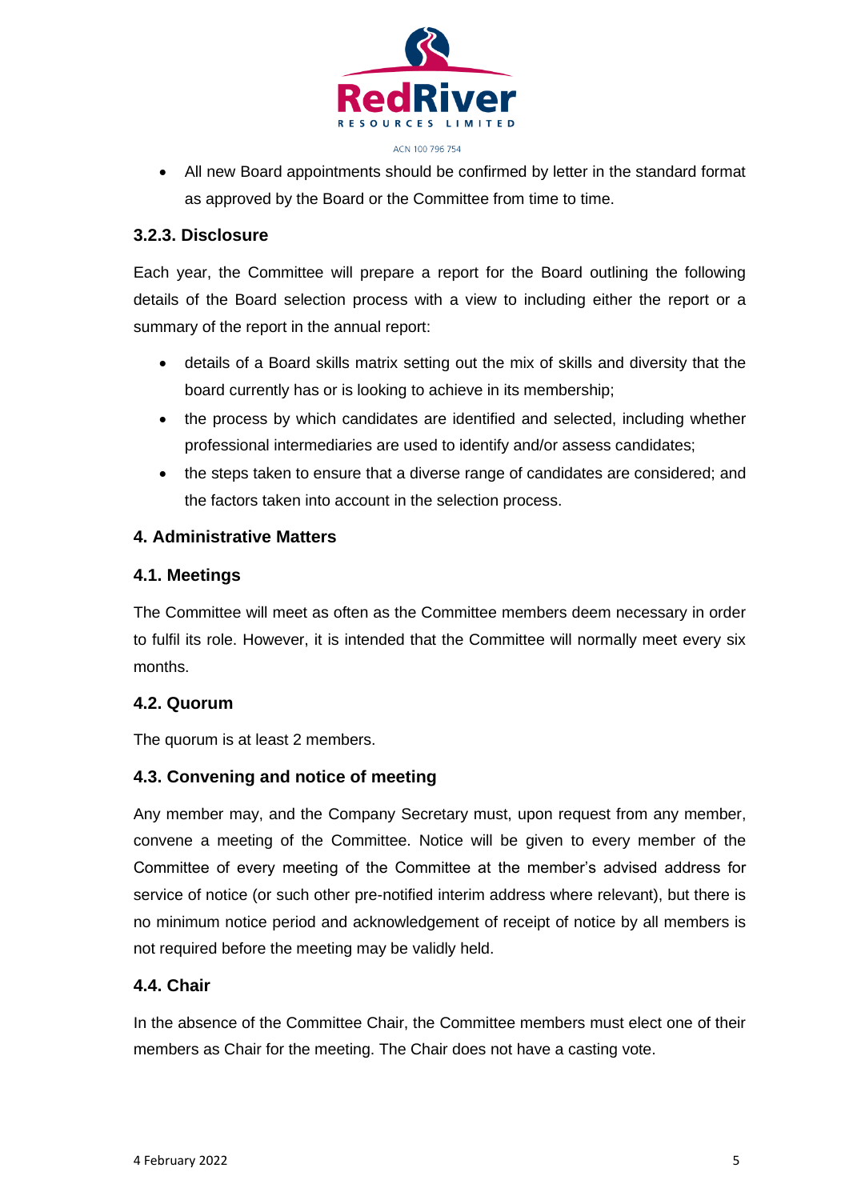- All new Board appointments should be confirmed by letter in the standard format as approved by the Board or the Committee from time to time.

### 3.2.3. Disclosure

Each year, the Committee will prepare a report for the Board outlining the following details of the Board selection process with a view to including either the report or a summary of the report in the annual report:

- details of a Board skills matrix setting out the mix of skills and diversity that the board currently has or is looking to achieve in its membership;
- the process by which candidates are identified and selected, including whether professional intermediaries are used to identify and/or assess candidates;
- the steps taken to ensure that a diverse range of candidates are considered; and the factors taken into account in the selection process.

## 4. Administrative Matters

### 4.1. Meetings

The Committee will meet as often as the Committee members deem necessary in order to fulfil its role. However, it is intended that the Committee will normally meet every six months.

### 4.2. Quorum

The quorum is at least 2 members.

### 4.3. Convening and notice of meeting

Any member may, and the Company Secretary must, upon request from any member, convene a meeting of the Committee. Notice will be given to every member of the Committee of every meeting of the Committee at the member's advised address for service of notice (or such other pre-notified interim address where relevant), but there is no minimum notice period and acknowledgement of receipt of notice by all members is not required before the meeting may be validly held.

### 4.4. Chair

In the absence of the Committee Chair, the Committee members must elect one of their members as Chair for the meeting. The Chair does not have a casting vote.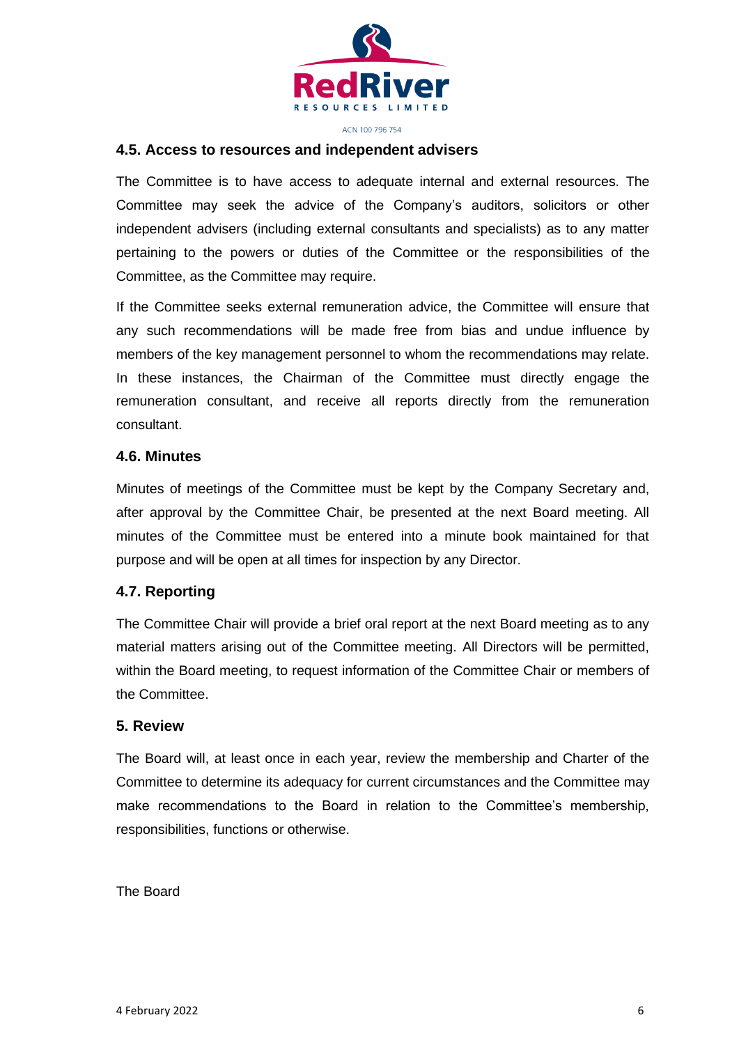### 4.5. Access to resources and independent advisers

The Committee is to have access to adequate internal and external resources. The Committee may seek the advice of the Company's auditors, solicitors or other independent advisers (including external consultants and specialists) as to any matter pertaining to the powers or duties of the Committee or the responsibilities of the Committee, as the Committee may require.

If the Committee seeks external remuneration advice, the Committee will ensure that any such recommendations will be made free from bias and undue influence by members of the key management personnel to whom the recommendations may relate. In these instances, the Chairman of the Committee must directly engage the remuneration consultant, and receive all reports directly from the remuneration consultant.

### 4.6. Minutes

Minutes of meetings of the Committee must be kept by the Company Secretary and, after approval by the Committee Chair, be presented at the next Board meeting. All minutes of the Committee must be entered into a minute book maintained for that purpose and will be open at all times for inspection by any Director.

### 4.7. Reporting

The Committee Chair will provide a brief oral report at the next Board meeting as to any material matters arising out of the Committee meeting. All Directors will be permitted, within the Board meeting, to request information of the Committee Chair or members of the Committee.

## 5. Review

The Board will, at least once in each year, review the membership and Charter of the Committee to determine its adequacy for current circumstances and the Committee may make recommendations to the Board in relation to the Committee's membership, responsibilities, functions or otherwise.

The Board